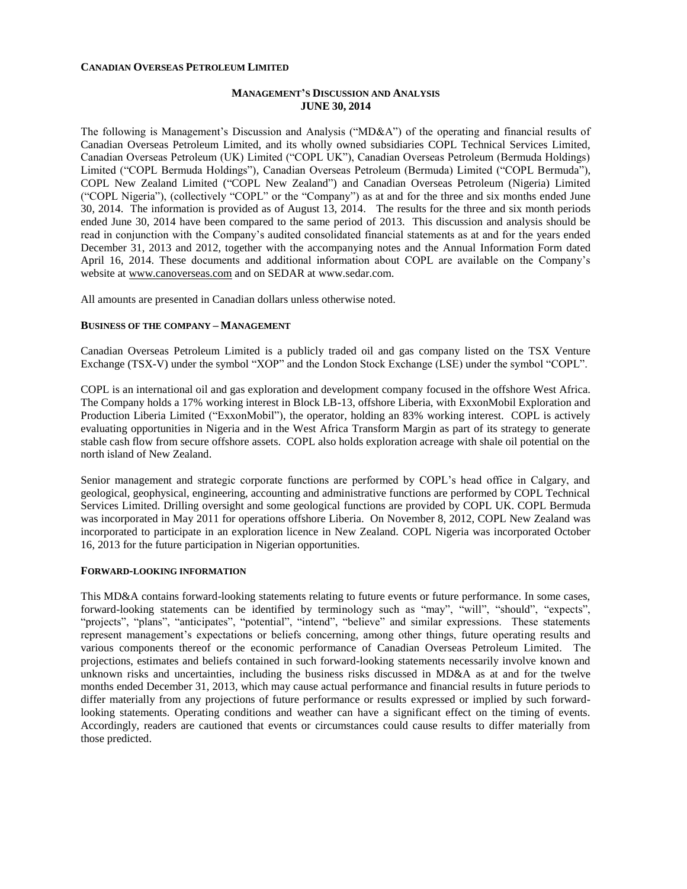**CANADIAN OVERSEAS PETROLEUM LIMITED**

# MANAGEMENT'S DISCUSSION AND ANALYSIS
## JUNE 30, 2014

The following is Management's Discussion and Analysis ("MD&A") of the operating and financial results of Canadian Overseas Petroleum Limited, and its wholly owned subsidiaries COPL Technical Services Limited, Canadian Overseas Petroleum (UK) Limited ("COPL UK"), Canadian Overseas Petroleum (Bermuda Holdings) Limited ("COPL Bermuda Holdings"), Canadian Overseas Petroleum (Bermuda) Limited ("COPL Bermuda"), COPL New Zealand Limited ("COPL New Zealand") and Canadian Overseas Petroleum (Nigeria) Limited ("COPL Nigeria"), (collectively "COPL" or the "Company") as at and for the three and six months ended June 30, 2014. The information is provided as of August 13, 2014. The results for the three and six month periods ended June 30, 2014 have been compared to the same period of 2013. This discussion and analysis should be read in conjunction with the Company's audited consolidated financial statements as at and for the years ended December 31, 2013 and 2012, together with the accompanying notes and the Annual Information Form dated April 16, 2014. These documents and additional information about COPL are available on the Company's website at www.canoverseas.com and on SEDAR at www.sedar.com.

All amounts are presented in Canadian dollars unless otherwise noted.

### BUSINESS OF THE COMPANY – MANAGEMENT

Canadian Overseas Petroleum Limited is a publicly traded oil and gas company listed on the TSX Venture Exchange (TSX-V) under the symbol "XOP" and the London Stock Exchange (LSE) under the symbol "COPL".

COPL is an international oil and gas exploration and development company focused in the offshore West Africa. The Company holds a 17% working interest in Block LB-13, offshore Liberia, with ExxonMobil Exploration and Production Liberia Limited ("ExxonMobil"), the operator, holding an 83% working interest. COPL is actively evaluating opportunities in Nigeria and in the West Africa Transform Margin as part of its strategy to generate stable cash flow from secure offshore assets. COPL also holds exploration acreage with shale oil potential on the north island of New Zealand.

Senior management and strategic corporate functions are performed by COPL's head office in Calgary, and geological, geophysical, engineering, accounting and administrative functions are performed by COPL Technical Services Limited. Drilling oversight and some geological functions are provided by COPL UK. COPL Bermuda was incorporated in May 2011 for operations offshore Liberia. On November 8, 2012, COPL New Zealand was incorporated to participate in an exploration licence in New Zealand. COPL Nigeria was incorporated October 16, 2013 for the future participation in Nigerian opportunities.

### FORWARD-LOOKING INFORMATION

This MD&A contains forward-looking statements relating to future events or future performance. In some cases, forward-looking statements can be identified by terminology such as "may", "will", "should", "expects", "projects", "plans", "anticipates", "potential", "intend", "believe" and similar expressions. These statements represent management's expectations or beliefs concerning, among other things, future operating results and various components thereof or the economic performance of Canadian Overseas Petroleum Limited. The projections, estimates and beliefs contained in such forward-looking statements necessarily involve known and unknown risks and uncertainties, including the business risks discussed in MD&A as at and for the twelve months ended December 31, 2013, which may cause actual performance and financial results in future periods to differ materially from any projections of future performance or results expressed or implied by such forward-looking statements. Operating conditions and weather can have a significant effect on the timing of events. Accordingly, readers are cautioned that events or circumstances could cause results to differ materially from those predicted.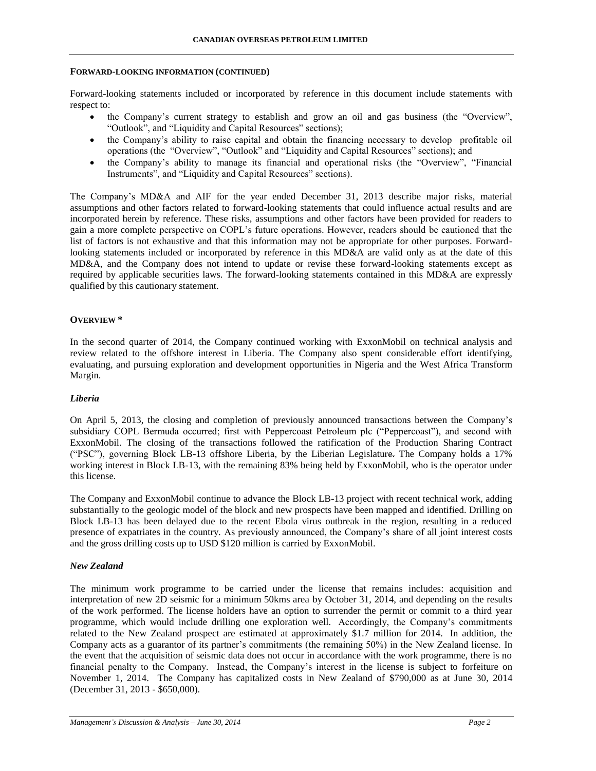## FORWARD-LOOKING INFORMATION (CONTINUED)

Forward-looking statements included or incorporated by reference in this document include statements with respect to:

- the Company's current strategy to establish and grow an oil and gas business (the "Overview", "Outlook", and "Liquidity and Capital Resources" sections);
- the Company's ability to raise capital and obtain the financing necessary to develop profitable oil operations (the "Overview", "Outlook" and "Liquidity and Capital Resources" sections); and
- the Company's ability to manage its financial and operational risks (the "Overview", "Financial Instruments", and "Liquidity and Capital Resources" sections).

The Company's MD&A and AIF for the year ended December 31, 2013 describe major risks, material assumptions and other factors related to forward-looking statements that could influence actual results and are incorporated herein by reference. These risks, assumptions and other factors have been provided for readers to gain a more complete perspective on COPL's future operations. However, readers should be cautioned that the list of factors is not exhaustive and that this information may not be appropriate for other purposes. Forward-looking statements included or incorporated by reference in this MD&A are valid only as at the date of this MD&A, and the Company does not intend to update or revise these forward-looking statements except as required by applicable securities laws. The forward-looking statements contained in this MD&A are expressly qualified by this cautionary statement.

## OVERVIEW *

In the second quarter of 2014, the Company continued working with ExxonMobil on technical analysis and review related to the offshore interest in Liberia. The Company also spent considerable effort identifying, evaluating, and pursuing exploration and development opportunities in Nigeria and the West Africa Transform Margin.

### *Liberia*

On April 5, 2013, the closing and completion of previously announced transactions between the Company's subsidiary COPL Bermuda occurred; first with Peppercoast Petroleum plc ("Peppercoast"), and second with ExxonMobil. The closing of the transactions followed the ratification of the Production Sharing Contract ("PSC"), governing Block LB-13 offshore Liberia, by the Liberian Legislature. The Company holds a 17% working interest in Block LB-13, with the remaining 83% being held by ExxonMobil, who is the operator under this license.

The Company and ExxonMobil continue to advance the Block LB-13 project with recent technical work, adding substantially to the geologic model of the block and new prospects have been mapped and identified. Drilling on Block LB-13 has been delayed due to the recent Ebola virus outbreak in the region, resulting in a reduced presence of expatriates in the country. As previously announced, the Company's share of all joint interest costs and the gross drilling costs up to USD $120 million is carried by ExxonMobil.

### *New Zealand*

The minimum work programme to be carried under the license that remains includes: acquisition and interpretation of new 2D seismic for a minimum 50kms area by October 31, 2014, and depending on the results of the work performed. The license holders have an option to surrender the permit or commit to a third year programme, which would include drilling one exploration well. Accordingly, the Company's commitments related to the New Zealand prospect are estimated at approximately $1.7 million for 2014. In addition, the Company acts as a guarantor of its partner's commitments (the remaining 50%) in the New Zealand license. In the event that the acquisition of seismic data does not occur in accordance with the work programme, there is no financial penalty to the Company. Instead, the Company's interest in the license is subject to forfeiture on November 1, 2014. The Company has capitalized costs in New Zealand of $790,000 as at June 30, 2014 (December 31, 2013 - $650,000).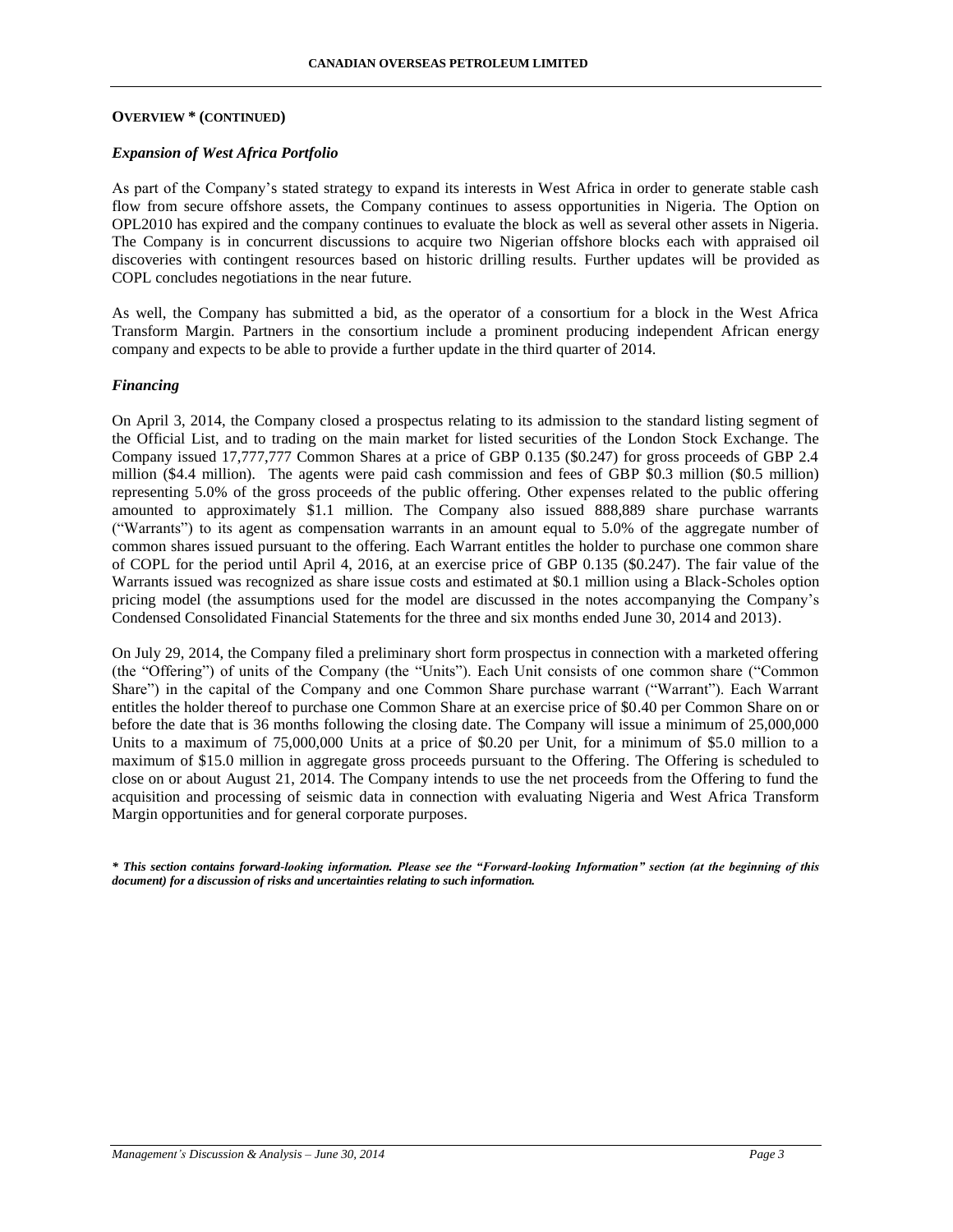**OVERVIEW * (CONTINUED)**

***Expansion of West Africa Portfolio***

As part of the Company's stated strategy to expand its interests in West Africa in order to generate stable cash flow from secure offshore assets, the Company continues to assess opportunities in Nigeria. The Option on OPL2010 has expired and the company continues to evaluate the block as well as several other assets in Nigeria. The Company is in concurrent discussions to acquire two Nigerian offshore blocks each with appraised oil discoveries with contingent resources based on historic drilling results. Further updates will be provided as COPL concludes negotiations in the near future.

As well, the Company has submitted a bid, as the operator of a consortium for a block in the West Africa Transform Margin. Partners in the consortium include a prominent producing independent African energy company and expects to be able to provide a further update in the third quarter of 2014.

***Financing***

On April 3, 2014, the Company closed a prospectus relating to its admission to the standard listing segment of the Official List, and to trading on the main market for listed securities of the London Stock Exchange. The Company issued 17,777,777 Common Shares at a price of GBP 0.135 ($0.247) for gross proceeds of GBP 2.4 million ($4.4 million). The agents were paid cash commission and fees of GBP $0.3 million ($0.5 million) representing 5.0% of the gross proceeds of the public offering. Other expenses related to the public offering amounted to approximately $1.1 million. The Company also issued 888,889 share purchase warrants ("Warrants") to its agent as compensation warrants in an amount equal to 5.0% of the aggregate number of common shares issued pursuant to the offering. Each Warrant entitles the holder to purchase one common share of COPL for the period until April 4, 2016, at an exercise price of GBP 0.135 ($0.247). The fair value of the Warrants issued was recognized as share issue costs and estimated at $0.1 million using a Black-Scholes option pricing model (the assumptions used for the model are discussed in the notes accompanying the Company's Condensed Consolidated Financial Statements for the three and six months ended June 30, 2014 and 2013).

On July 29, 2014, the Company filed a preliminary short form prospectus in connection with a marketed offering (the "Offering") of units of the Company (the "Units"). Each Unit consists of one common share ("Common Share") in the capital of the Company and one Common Share purchase warrant ("Warrant"). Each Warrant entitles the holder thereof to purchase one Common Share at an exercise price of $0.40 per Common Share on or before the date that is 36 months following the closing date. The Company will issue a minimum of 25,000,000 Units to a maximum of 75,000,000 Units at a price of $0.20 per Unit, for a minimum of $5.0 million to a maximum of $15.0 million in aggregate gross proceeds pursuant to the Offering. The Offering is scheduled to close on or about August 21, 2014. The Company intends to use the net proceeds from the Offering to fund the acquisition and processing of seismic data in connection with evaluating Nigeria and West Africa Transform Margin opportunities and for general corporate purposes.

****\* This section contains forward-looking information. Please see the "Forward-looking Information" section (at the beginning of this document) for a discussion of risks and uncertainties relating to such information.****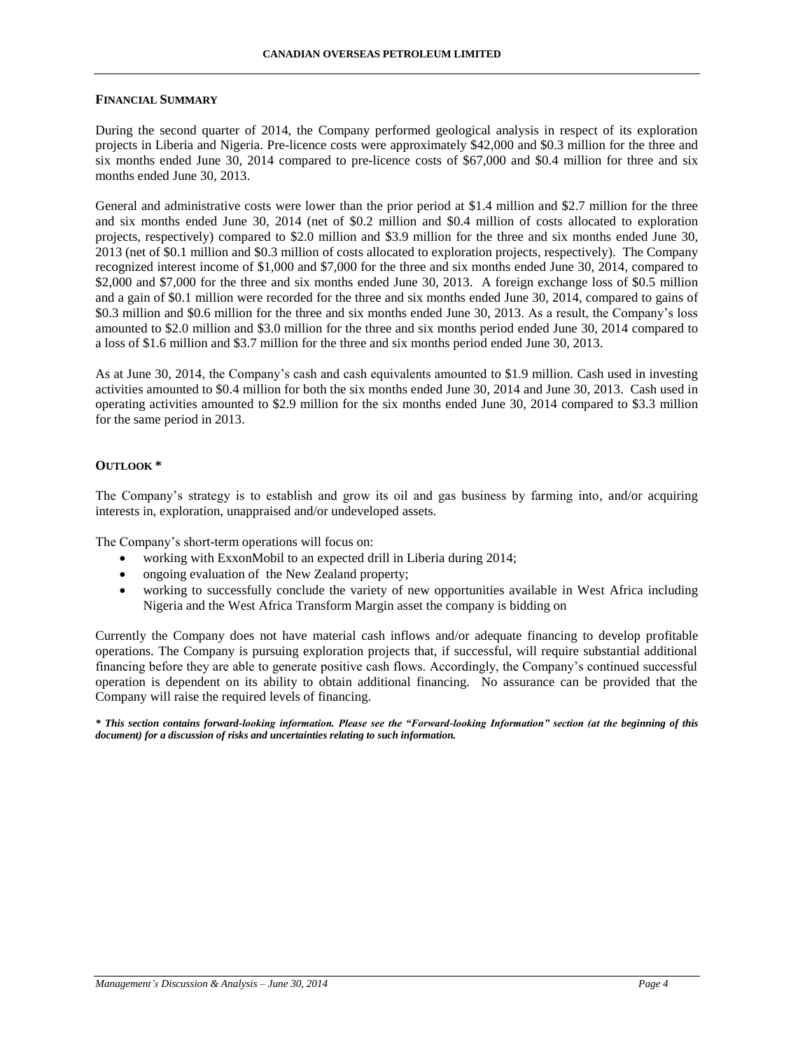## FINANCIAL SUMMARY

During the second quarter of 2014, the Company performed geological analysis in respect of its exploration projects in Liberia and Nigeria. Pre-licence costs were approximately $42,000 and $0.3 million for the three and six months ended June 30, 2014 compared to pre-licence costs of $67,000 and $0.4 million for three and six months ended June 30, 2013.

General and administrative costs were lower than the prior period at $1.4 million and $2.7 million for the three and six months ended June 30, 2014 (net of $0.2 million and $0.4 million of costs allocated to exploration projects, respectively) compared to $2.0 million and $3.9 million for the three and six months ended June 30, 2013 (net of $0.1 million and $0.3 million of costs allocated to exploration projects, respectively). The Company recognized interest income of $1,000 and $7,000 for the three and six months ended June 30, 2014, compared to $2,000 and $7,000 for the three and six months ended June 30, 2013. A foreign exchange loss of $0.5 million and a gain of $0.1 million were recorded for the three and six months ended June 30, 2014, compared to gains of $0.3 million and $0.6 million for the three and six months ended June 30, 2013. As a result, the Company's loss amounted to $2.0 million and $3.0 million for the three and six months period ended June 30, 2014 compared to a loss of $1.6 million and $3.7 million for the three and six months period ended June 30, 2013.

As at June 30, 2014, the Company's cash and cash equivalents amounted to $1.9 million. Cash used in investing activities amounted to $0.4 million for both the six months ended June 30, 2014 and June 30, 2013. Cash used in operating activities amounted to $2.9 million for the six months ended June 30, 2014 compared to $3.3 million for the same period in 2013.

## OUTLOOK *

The Company's strategy is to establish and grow its oil and gas business by farming into, and/or acquiring interests in, exploration, unappraised and/or undeveloped assets.

The Company's short-term operations will focus on:

- working with ExxonMobil to an expected drill in Liberia during 2014;
- ongoing evaluation of the New Zealand property;
- working to successfully conclude the variety of new opportunities available in West Africa including Nigeria and the West Africa Transform Margin asset the company is bidding on

Currently the Company does not have material cash inflows and/or adequate financing to develop profitable operations. The Company is pursuing exploration projects that, if successful, will require substantial additional financing before they are able to generate positive cash flows. Accordingly, the Company's continued successful operation is dependent on its ability to obtain additional financing. No assurance can be provided that the Company will raise the required levels of financing.

***\* This section contains forward-looking information. Please see the "Forward-looking Information" section (at the beginning of this document) for a discussion of risks and uncertainties relating to such information.***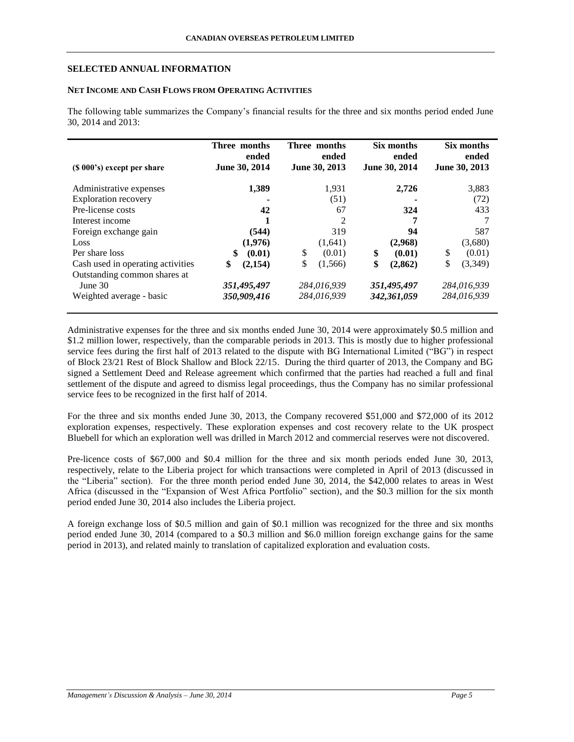## SELECTED ANNUAL INFORMATION

### NET INCOME AND CASH FLOWS FROM OPERATING ACTIVITIES

The following table summarizes the Company's financial results for the three and six months period ended June 30, 2014 and 2013:

| ($ 000's) except per share | Three months ended June 30, 2014 | Three months ended June 30, 2013 | Six months ended June 30, 2014 | Six months ended June 30, 2013 |
|---|---|---|---|---|
| Administrative expenses | **1,389** | 1,931 | **2,726** | 3,883 |
| Exploration recovery | **-** | (51) | **-** | (72) |
| Pre-license costs | **42** | 67 | **324** | 433 |
| Interest income | **1** | 2 | **7** | 7 |
| Foreign exchange gain | **(544)** | 319 | **94** | 587 |
| Loss | **(1,976)** | (1,641) | **(2,968)** | (3,680) |
| Per share loss | **$ (0.01)** | $ (0.01) | **$ (0.01)** | $ (0.01) |
| Cash used in operating activities | **$ (2,154)** | $ (1,566) | **$ (2,862)** | $ (3,349) |
| Outstanding common shares at June 30 | ***351,495,497*** | *284,016,939* | ***351,495,497*** | *284,016,939* |
| Weighted average - basic | ***350,909,416*** | *284,016,939* | ***342,361,059*** | *284,016,939* |

Administrative expenses for the three and six months ended June 30, 2014 were approximately $0.5 million and $1.2 million lower, respectively, than the comparable periods in 2013. This is mostly due to higher professional service fees during the first half of 2013 related to the dispute with BG International Limited ("BG") in respect of Block 23/21 Rest of Block Shallow and Block 22/15. During the third quarter of 2013, the Company and BG signed a Settlement Deed and Release agreement which confirmed that the parties had reached a full and final settlement of the dispute and agreed to dismiss legal proceedings, thus the Company has no similar professional service fees to be recognized in the first half of 2014.

For the three and six months ended June 30, 2013, the Company recovered $51,000 and $72,000 of its 2012 exploration expenses, respectively. These exploration expenses and cost recovery relate to the UK prospect Bluebell for which an exploration well was drilled in March 2012 and commercial reserves were not discovered.

Pre-licence costs of $67,000 and $0.4 million for the three and six month periods ended June 30, 2013, respectively, relate to the Liberia project for which transactions were completed in April of 2013 (discussed in the "Liberia" section). For the three month period ended June 30, 2014, the $42,000 relates to areas in West Africa (discussed in the "Expansion of West Africa Portfolio" section), and the $0.3 million for the six month period ended June 30, 2014 also includes the Liberia project.

A foreign exchange loss of $0.5 million and gain of $0.1 million was recognized for the three and six months period ended June 30, 2014 (compared to a $0.3 million and $6.0 million foreign exchange gains for the same period in 2013), and related mainly to translation of capitalized exploration and evaluation costs.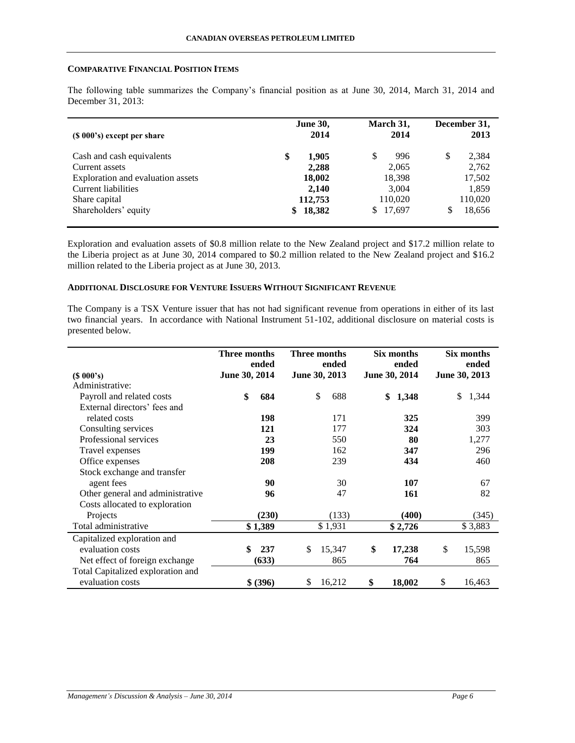## COMPARATIVE FINANCIAL POSITION ITEMS

The following table summarizes the Company's financial position as at June 30, 2014, March 31, 2014 and December 31, 2013:

| ($ 000's) except per share | June 30, 2014 | March 31, 2014 | December 31, 2013 |
|---|---|---|---|
| Cash and cash equivalents | **$ 1,905** | $ 996 | $ 2,384 |
| Current assets | **2,288** | 2,065 | 2,762 |
| Exploration and evaluation assets | **18,002** | 18,398 | 17,502 |
| Current liabilities | **2,140** | 3,004 | 1,859 |
| Share capital | **112,753** | 110,020 | 110,020 |
| Shareholders' equity | **$ 18,382** | $ 17,697 | $ 18,656 |

Exploration and evaluation assets of $0.8 million relate to the New Zealand project and $17.2 million relate to the Liberia project as at June 30, 2014 compared to $0.2 million related to the New Zealand project and $16.2 million related to the Liberia project as at June 30, 2013.

## ADDITIONAL DISCLOSURE FOR VENTURE ISSUERS WITHOUT SIGNIFICANT REVENUE

The Company is a TSX Venture issuer that has not had significant revenue from operations in either of its last two financial years. In accordance with National Instrument 51-102, additional disclosure on material costs is presented below.

| ($ 000's) | Three months ended June 30, 2014 | Three months ended June 30, 2013 | Six months ended June 30, 2014 | Six months ended June 30, 2013 |
|---|---|---|---|---|
| Administrative: | | | | |
| Payroll and related costs | **$ 684** | $ 688 | **$ 1,348** | $ 1,344 |
| External directors' fees and related costs | **198** | 171 | **325** | 399 |
| Consulting services | **121** | 177 | **324** | 303 |
| Professional services | **23** | 550 | **80** | 1,277 |
| Travel expenses | **199** | 162 | **347** | 296 |
| Office expenses | **208** | 239 | **434** | 460 |
| Stock exchange and transfer agent fees | **90** | 30 | **107** | 67 |
| Other general and administrative | **96** | 47 | **161** | 82 |
| Costs allocated to exploration Projects | **(230)** | (133) | **(400)** | (345) |
| Total administrative | **$ 1,389** | $ 1,931 | **$ 2,726** | $ 3,883 |
| Capitalized exploration and evaluation costs | **$ 237** | $ 15,347 | **$ 17,238** | $ 15,598 |
| Net effect of foreign exchange | **(633)** | 865 | **764** | 865 |
| Total Capitalized exploration and evaluation costs | **$ (396)** | $ 16,212 | **$ 18,002** | $ 16,463 |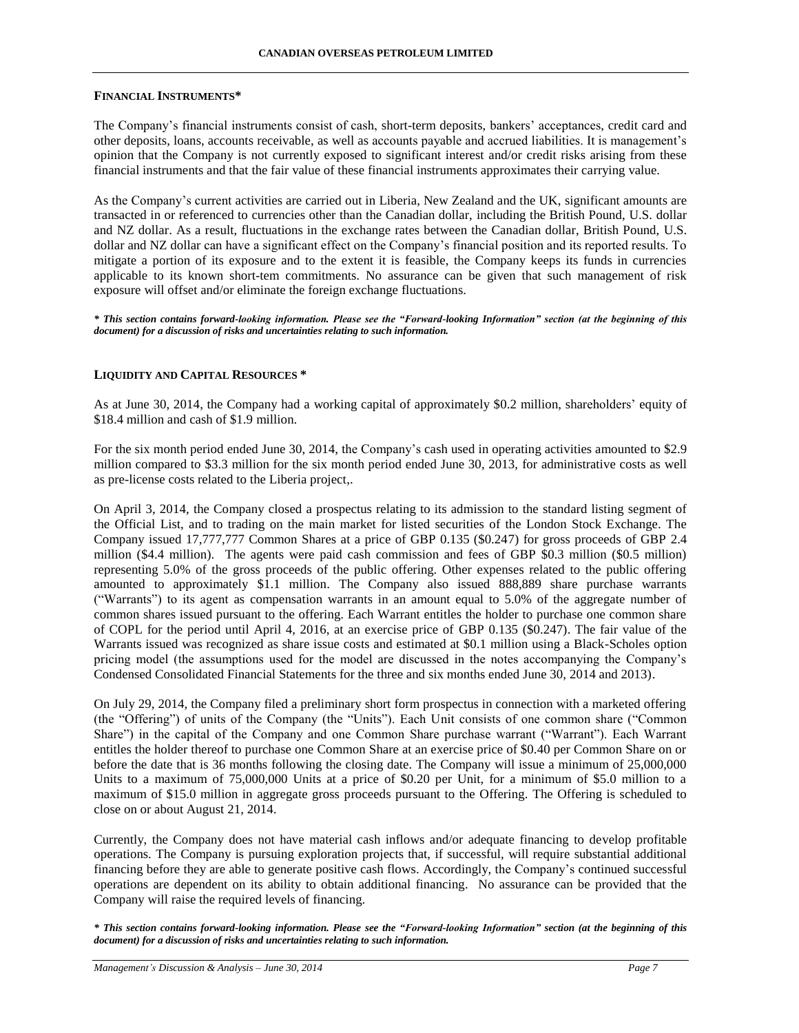## FINANCIAL INSTRUMENTS*

The Company's financial instruments consist of cash, short-term deposits, bankers' acceptances, credit card and other deposits, loans, accounts receivable, as well as accounts payable and accrued liabilities. It is management's opinion that the Company is not currently exposed to significant interest and/or credit risks arising from these financial instruments and that the fair value of these financial instruments approximates their carrying value.

As the Company's current activities are carried out in Liberia, New Zealand and the UK, significant amounts are transacted in or referenced to currencies other than the Canadian dollar, including the British Pound, U.S. dollar and NZ dollar. As a result, fluctuations in the exchange rates between the Canadian dollar, British Pound, U.S. dollar and NZ dollar can have a significant effect on the Company's financial position and its reported results. To mitigate a portion of its exposure and to the extent it is feasible, the Company keeps its funds in currencies applicable to its known short-tem commitments. No assurance can be given that such management of risk exposure will offset and/or eliminate the foreign exchange fluctuations.

***\* This section contains forward-looking information. Please see the "Forward-looking Information" section (at the beginning of this document) for a discussion of risks and uncertainties relating to such information.***

## LIQUIDITY AND CAPITAL RESOURCES *

As at June 30, 2014, the Company had a working capital of approximately $0.2 million, shareholders' equity of $18.4 million and cash of $1.9 million.

For the six month period ended June 30, 2014, the Company's cash used in operating activities amounted to $2.9 million compared to $3.3 million for the six month period ended June 30, 2013, for administrative costs as well as pre-license costs related to the Liberia project,.

On April 3, 2014, the Company closed a prospectus relating to its admission to the standard listing segment of the Official List, and to trading on the main market for listed securities of the London Stock Exchange. The Company issued 17,777,777 Common Shares at a price of GBP 0.135 ($0.247) for gross proceeds of GBP 2.4 million ($4.4 million). The agents were paid cash commission and fees of GBP $0.3 million ($0.5 million) representing 5.0% of the gross proceeds of the public offering. Other expenses related to the public offering amounted to approximately $1.1 million. The Company also issued 888,889 share purchase warrants ("Warrants") to its agent as compensation warrants in an amount equal to 5.0% of the aggregate number of common shares issued pursuant to the offering. Each Warrant entitles the holder to purchase one common share of COPL for the period until April 4, 2016, at an exercise price of GBP 0.135 ($0.247). The fair value of the Warrants issued was recognized as share issue costs and estimated at $0.1 million using a Black-Scholes option pricing model (the assumptions used for the model are discussed in the notes accompanying the Company's Condensed Consolidated Financial Statements for the three and six months ended June 30, 2014 and 2013).

On July 29, 2014, the Company filed a preliminary short form prospectus in connection with a marketed offering (the "Offering") of units of the Company (the "Units"). Each Unit consists of one common share ("Common Share") in the capital of the Company and one Common Share purchase warrant ("Warrant"). Each Warrant entitles the holder thereof to purchase one Common Share at an exercise price of $0.40 per Common Share on or before the date that is 36 months following the closing date. The Company will issue a minimum of 25,000,000 Units to a maximum of 75,000,000 Units at a price of $0.20 per Unit, for a minimum of $5.0 million to a maximum of $15.0 million in aggregate gross proceeds pursuant to the Offering. The Offering is scheduled to close on or about August 21, 2014.

Currently, the Company does not have material cash inflows and/or adequate financing to develop profitable operations. The Company is pursuing exploration projects that, if successful, will require substantial additional financing before they are able to generate positive cash flows. Accordingly, the Company's continued successful operations are dependent on its ability to obtain additional financing. No assurance can be provided that the Company will raise the required levels of financing.

***\* This section contains forward-looking information. Please see the "Forward-looking Information" section (at the beginning of this document) for a discussion of risks and uncertainties relating to such information.***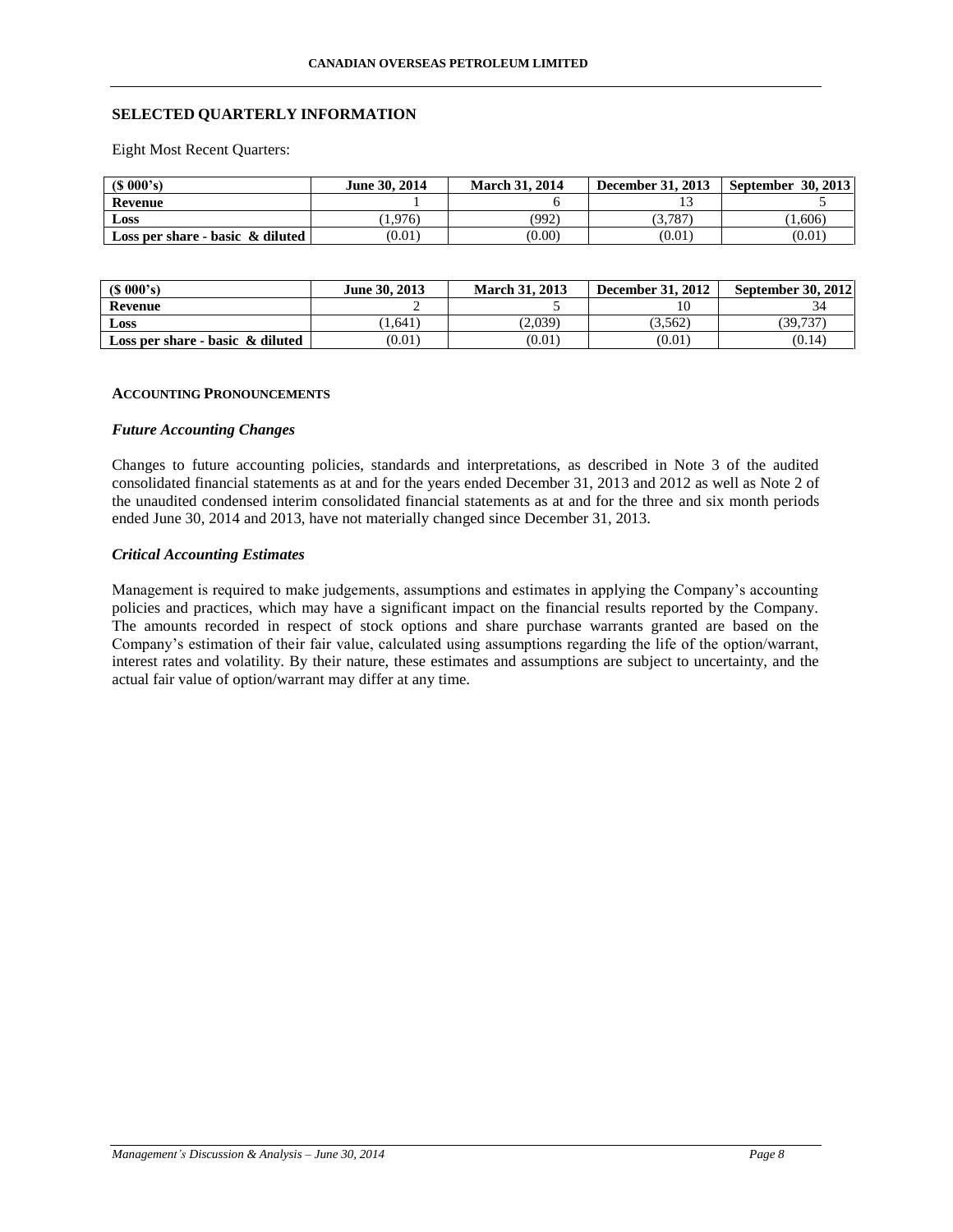## SELECTED QUARTERLY INFORMATION

Eight Most Recent Quarters:

| ($ 000's) | June 30, 2014 | March 31, 2014 | December 31, 2013 | September 30, 2013 |
|---|---|---|---|---|
| **Revenue** | 1 | 6 | 13 | 5 |
| **Loss** | (1,976) | (992) | (3,787) | (1,606) |
| **Loss per share - basic & diluted** | (0.01) | (0.00) | (0.01) | (0.01) |

| ($ 000's) | June 30, 2013 | March 31, 2013 | December 31, 2012 | September 30, 2012 |
|---|---|---|---|---|
| **Revenue** | 2 | 5 | 10 | 34 |
| **Loss** | (1,641) | (2,039) | (3,562) | (39,737) |
| **Loss per share - basic & diluted** | (0.01) | (0.01) | (0.01) | (0.14) |

### ACCOUNTING PRONOUNCEMENTS

#### *Future Accounting Changes*

Changes to future accounting policies, standards and interpretations, as described in Note 3 of the audited consolidated financial statements as at and for the years ended December 31, 2013 and 2012 as well as Note 2 of the unaudited condensed interim consolidated financial statements as at and for the three and six month periods ended June 30, 2014 and 2013, have not materially changed since December 31, 2013.

#### *Critical Accounting Estimates*

Management is required to make judgements, assumptions and estimates in applying the Company's accounting policies and practices, which may have a significant impact on the financial results reported by the Company. The amounts recorded in respect of stock options and share purchase warrants granted are based on the Company's estimation of their fair value, calculated using assumptions regarding the life of the option/warrant, interest rates and volatility. By their nature, these estimates and assumptions are subject to uncertainty, and the actual fair value of option/warrant may differ at any time.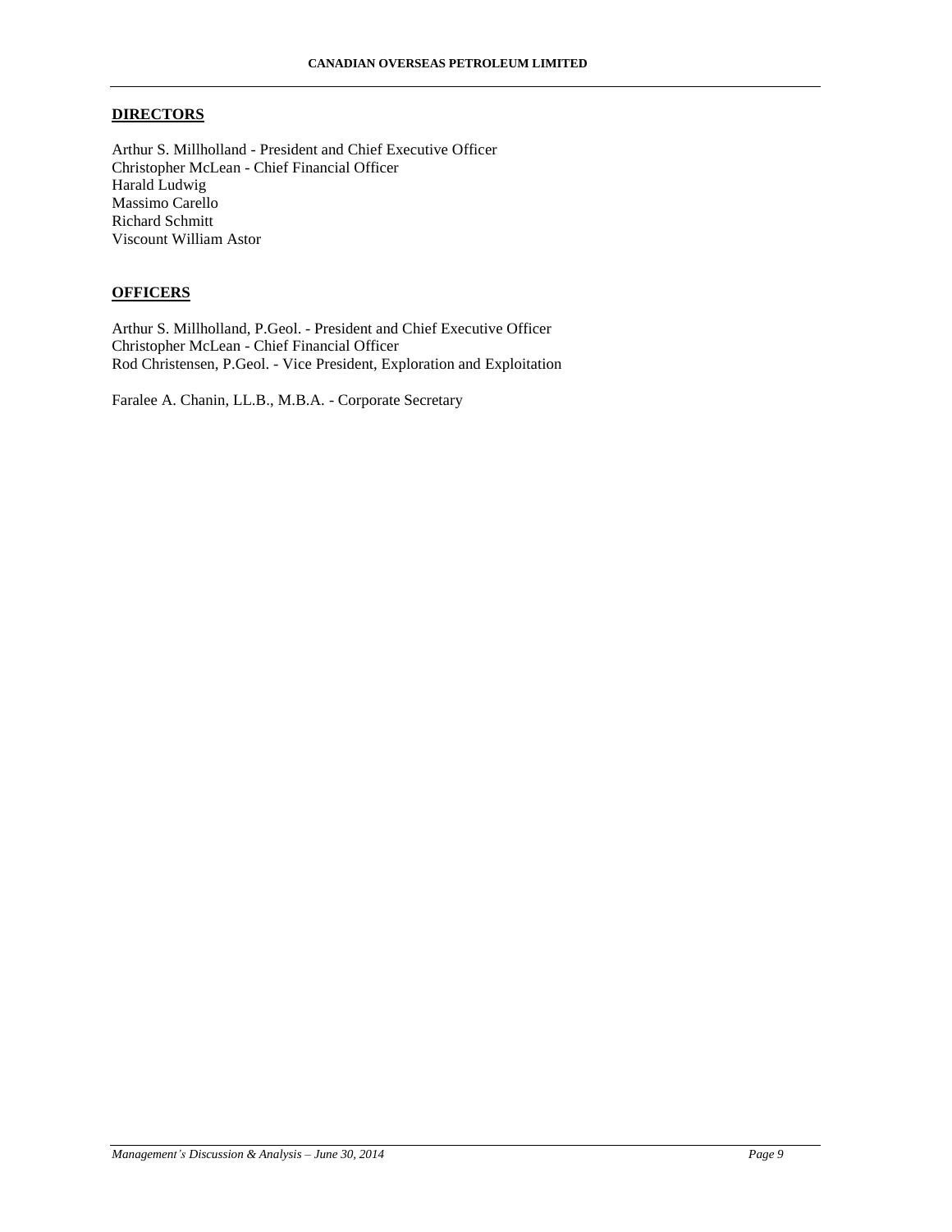## DIRECTORS

Arthur S. Millholland - President and Chief Executive Officer
Christopher McLean - Chief Financial Officer
Harald Ludwig
Massimo Carello
Richard Schmitt
Viscount William Astor

## OFFICERS

Arthur S. Millholland, P.Geol. - President and Chief Executive Officer
Christopher McLean - Chief Financial Officer
Rod Christensen, P.Geol. - Vice President, Exploration and Exploitation

Faralee A. Chanin, LL.B., M.B.A. - Corporate Secretary